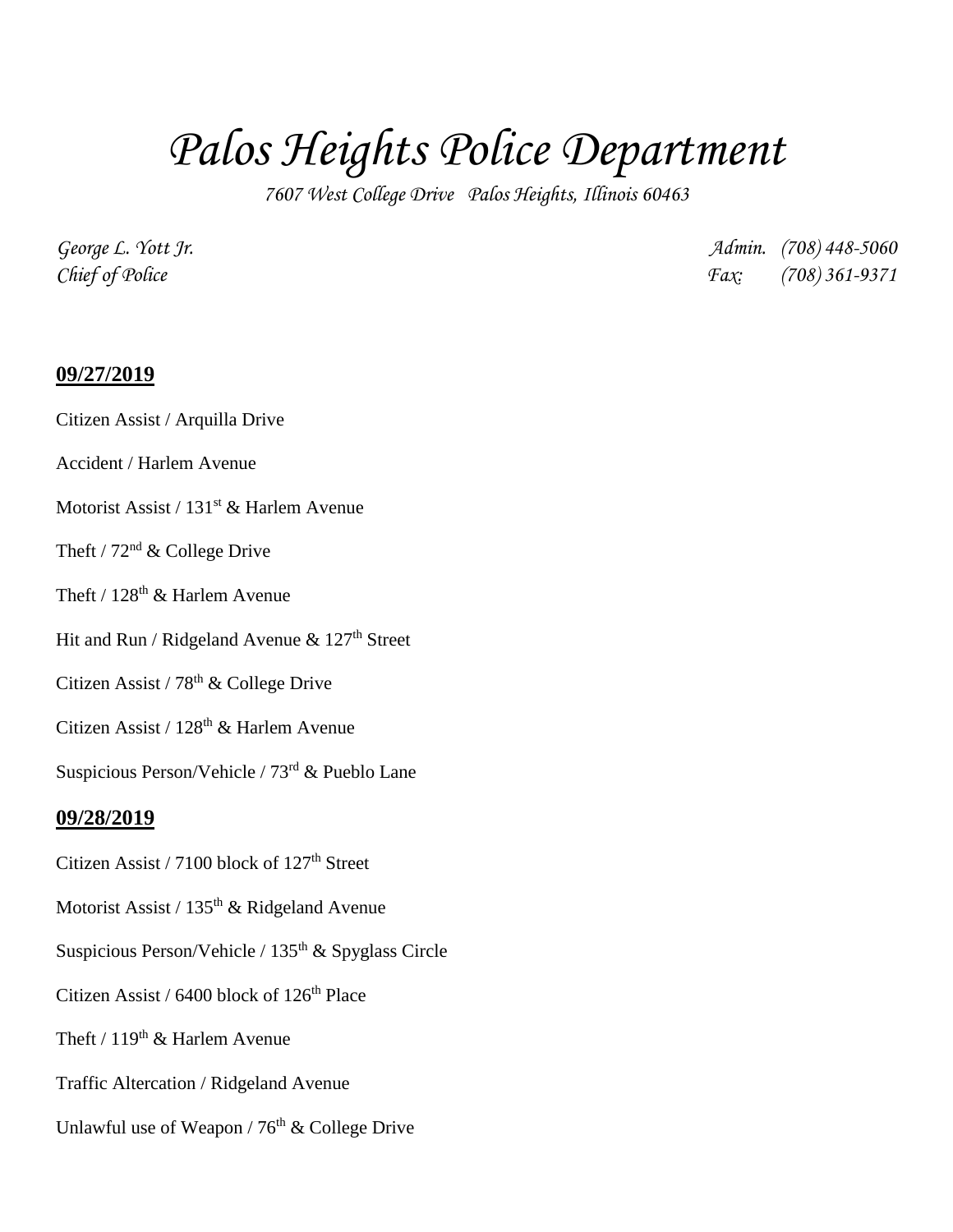# Palos Heights Police Department

*7607 West College Drive Palos Heights, Illinois 60463*

*George L. Yott Jr.*
*Chief of Police*

*Admin. (708) 448-5060*
*Fax: (708) 361-9371*

## 09/27/2019

Citizen Assist / Arquilla Drive

Accident / Harlem Avenue

Motorist Assist / 131st & Harlem Avenue

Theft / 72nd & College Drive

Theft / 128th & Harlem Avenue

Hit and Run / Ridgeland Avenue & 127th Street

Citizen Assist / 78th & College Drive

Citizen Assist / 128th & Harlem Avenue

Suspicious Person/Vehicle / 73rd & Pueblo Lane

## 09/28/2019

Citizen Assist / 7100 block of 127th Street

Motorist Assist / 135th & Ridgeland Avenue

Suspicious Person/Vehicle / 135th & Spyglass Circle

Citizen Assist / 6400 block of 126th Place

Theft / 119th & Harlem Avenue

Traffic Altercation / Ridgeland Avenue

Unlawful use of Weapon / 76th & College Drive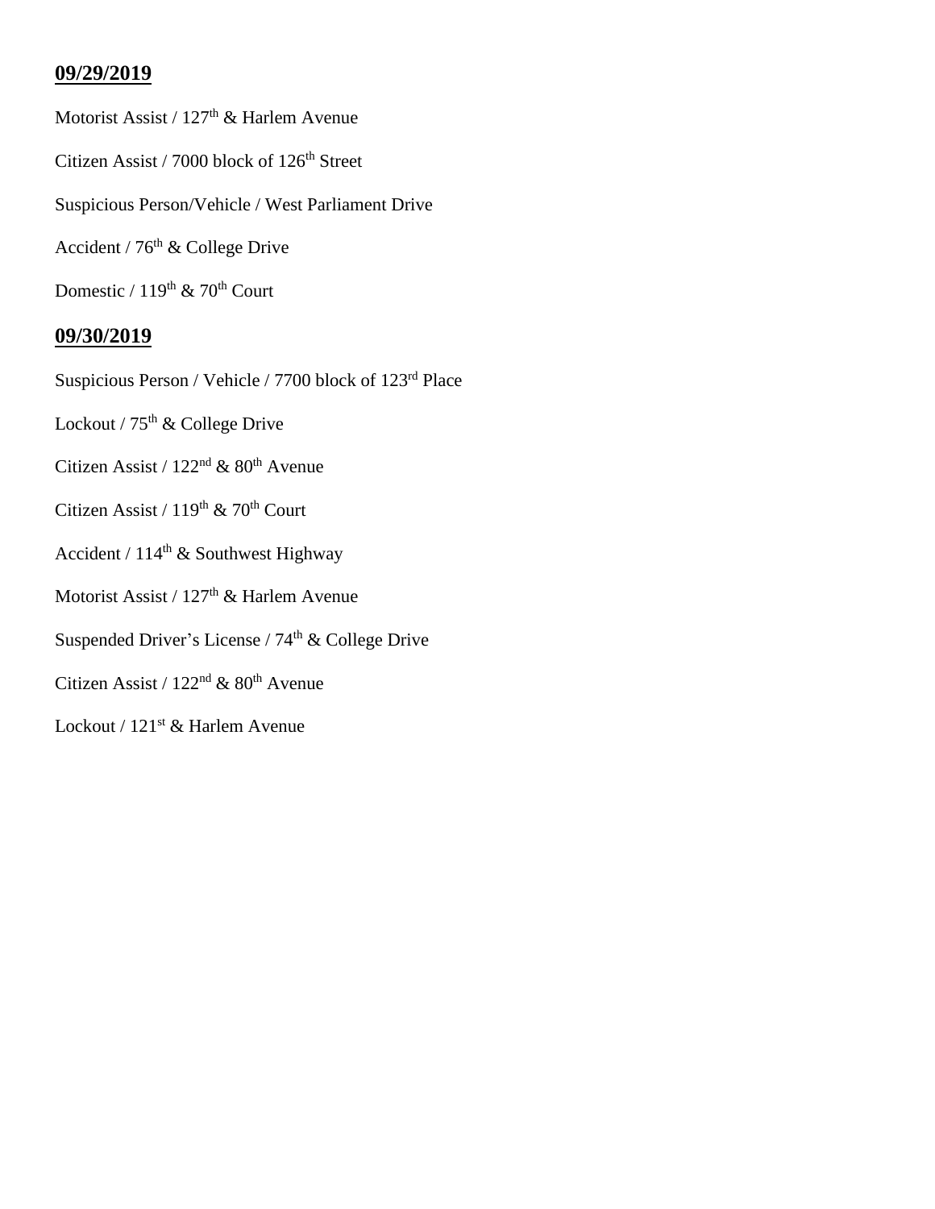**09/29/2019**

Motorist Assist / 127th & Harlem Avenue

Citizen Assist / 7000 block of 126th Street

Suspicious Person/Vehicle / West Parliament Drive

Accident / 76th & College Drive

Domestic / 119th & 70th Court

**09/30/2019**

Suspicious Person / Vehicle / 7700 block of 123rd Place

Lockout / 75th & College Drive

Citizen Assist / 122nd & 80th Avenue

Citizen Assist / 119th & 70th Court

Accident / 114th & Southwest Highway

Motorist Assist / 127th & Harlem Avenue

Suspended Driver's License / 74th & College Drive

Citizen Assist / 122nd & 80th Avenue

Lockout / 121st & Harlem Avenue